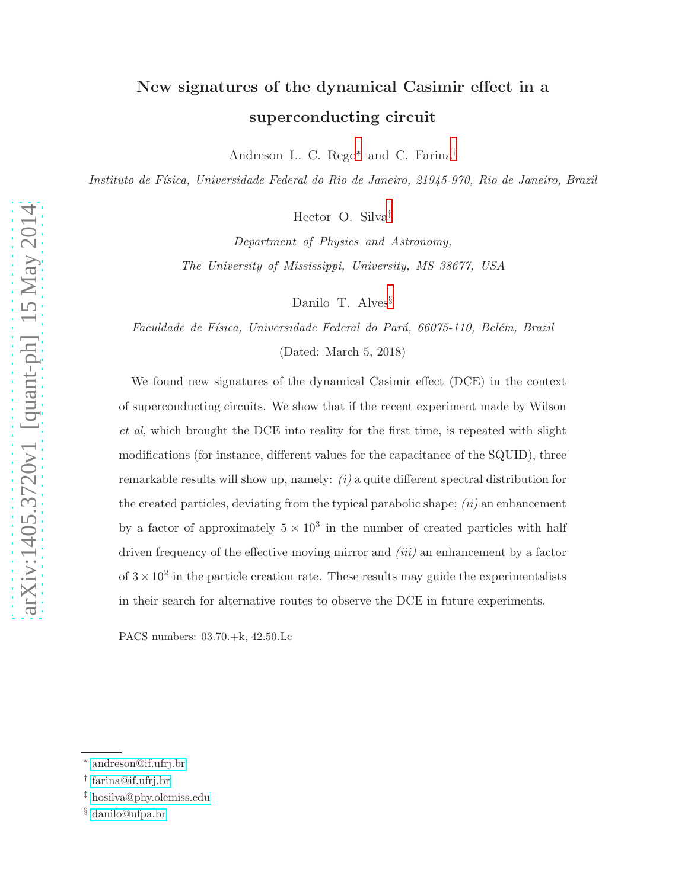# New signatures of the dynamical Casimir effect in a superconducting circuit

Andreson L. C. Rego[*] and C. Farina[†]

*Instituto de Física, Universidade Federal do Rio de Janeiro, 21945-970, Rio de Janeiro, Brazil*

Hector O. Silva[‡]

*Department of Physics and Astronomy,*
*The University of Mississippi, University, MS 38677, USA*

Danilo T. Alves[§]

*Faculdade de Física, Universidade Federal do Pará, 66075-110, Belém, Brazil*

(Dated: March 5, 2018)

We found new signatures of the dynamical Casimir effect (DCE) in the context of superconducting circuits. We show that if the recent experiment made by Wilson *et al*, which brought the DCE into reality for the first time, is repeated with slight modifications (for instance, different values for the capacitance of the SQUID), three remarkable results will show up, namely: *(i)* a quite different spectral distribution for the created particles, deviating from the typical parabolic shape; *(ii)* an enhancement by a factor of approximately $5 \times 10^3$ in the number of created particles with half driven frequency of the effective moving mirror and *(iii)* an enhancement by a factor of $3 \times 10^2$ in the particle creation rate. These results may guide the experimentalists in their search for alternative routes to observe the DCE in future experiments.

PACS numbers: 03.70.+k, 42.50.Lc

---

[*] andreson@if.ufrj.br
[†] farina@if.ufrj.br
[‡] hosilva@phy.olemiss.edu
[§] danilo@ufpa.br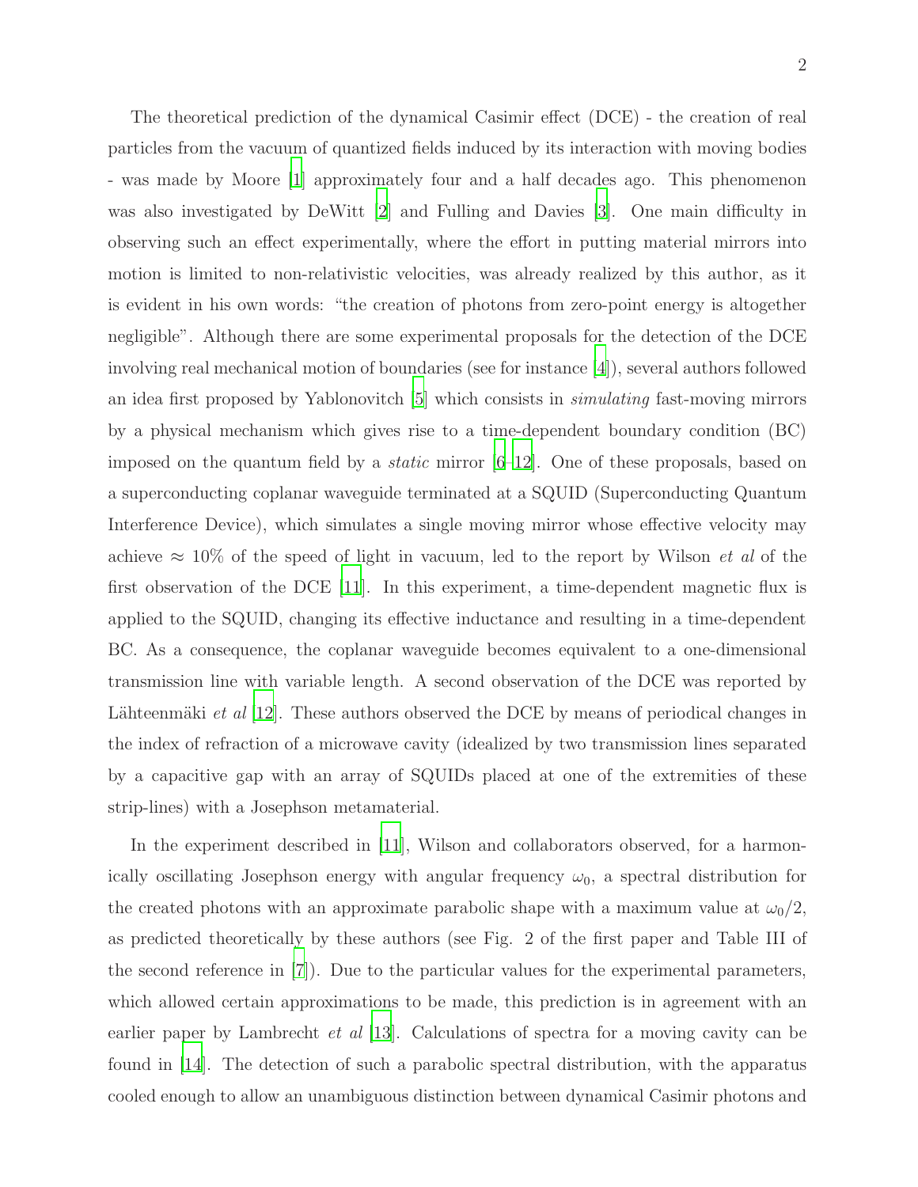The theoretical prediction of the dynamical Casimir effect (DCE) - the creation of real particles from the vacuum of quantized fields induced by its interaction with moving bodies - was made by Moore [1] approximately four and a half decades ago. This phenomenon was also investigated by DeWitt [2] and Fulling and Davies [3]. One main difficulty in observing such an effect experimentally, where the effort in putting material mirrors into motion is limited to non-relativistic velocities, was already realized by this author, as it is evident in his own words: "the creation of photons from zero-point energy is altogether negligible". Although there are some experimental proposals for the detection of the DCE involving real mechanical motion of boundaries (see for instance [4]), several authors followed an idea first proposed by Yablonovitch [5] which consists in *simulating* fast-moving mirrors by a physical mechanism which gives rise to a time-dependent boundary condition (BC) imposed on the quantum field by a *static* mirror [6–12]. One of these proposals, based on a superconducting coplanar waveguide terminated at a SQUID (Superconducting Quantum Interference Device), which simulates a single moving mirror whose effective velocity may achieve $\approx 10\%$ of the speed of light in vacuum, led to the report by Wilson *et al* of the first observation of the DCE [11]. In this experiment, a time-dependent magnetic flux is applied to the SQUID, changing its effective inductance and resulting in a time-dependent BC. As a consequence, the coplanar waveguide becomes equivalent to a one-dimensional transmission line with variable length. A second observation of the DCE was reported by Lähteenmäki *et al* [12]. These authors observed the DCE by means of periodical changes in the index of refraction of a microwave cavity (idealized by two transmission lines separated by a capacitive gap with an array of SQUIDs placed at one of the extremities of these strip-lines) with a Josephson metamaterial.

In the experiment described in [11], Wilson and collaborators observed, for a harmonically oscillating Josephson energy with angular frequency $\omega_0$, a spectral distribution for the created photons with an approximate parabolic shape with a maximum value at $\omega_0/2$, as predicted theoretically by these authors (see Fig. 2 of the first paper and Table III of the second reference in [7]). Due to the particular values for the experimental parameters, which allowed certain approximations to be made, this prediction is in agreement with an earlier paper by Lambrecht *et al* [13]. Calculations of spectra for a moving cavity can be found in [14]. The detection of such a parabolic spectral distribution, with the apparatus cooled enough to allow an unambiguous distinction between dynamical Casimir photons and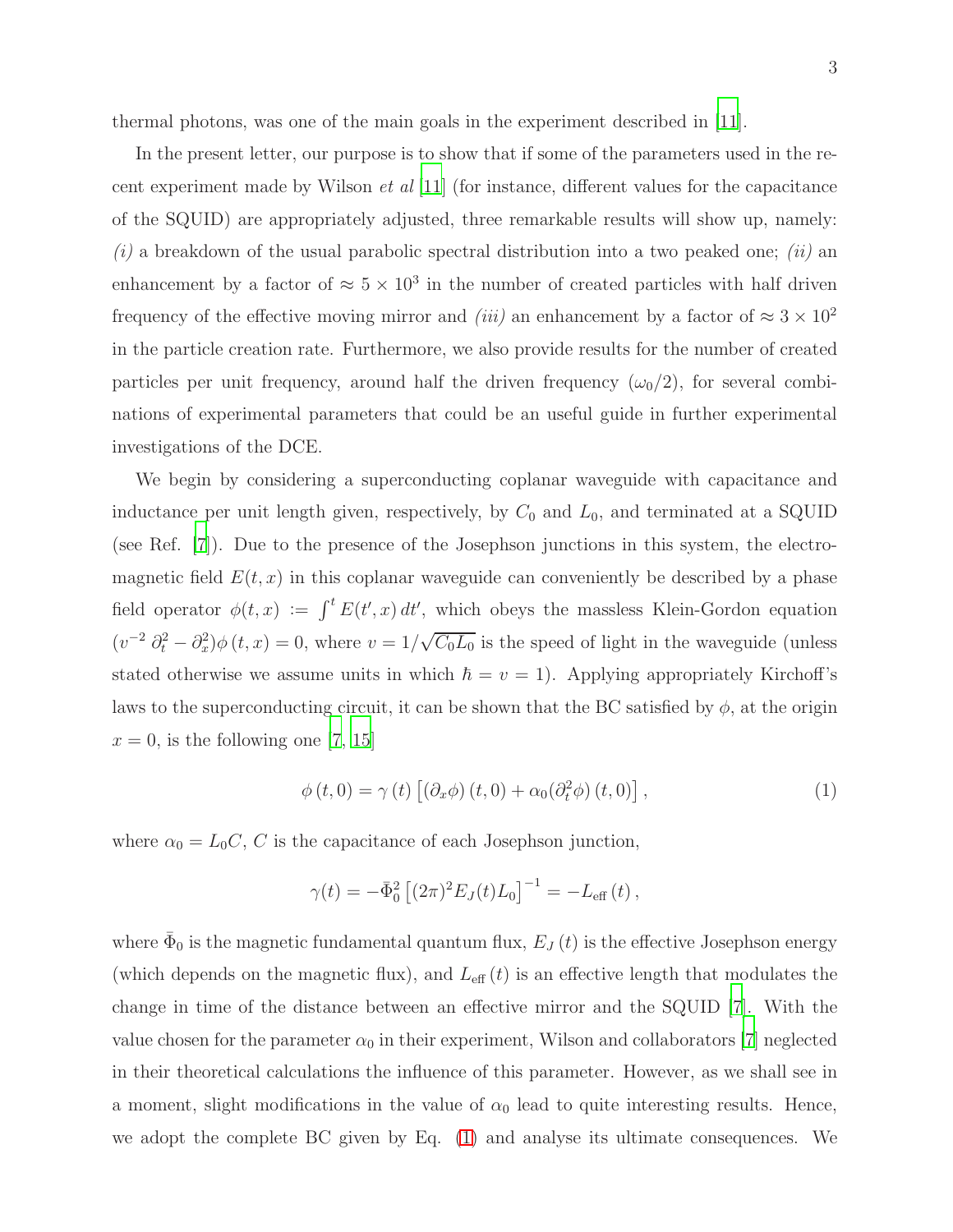thermal photons, was one of the main goals in the experiment described in [11].

In the present letter, our purpose is to show that if some of the parameters used in the recent experiment made by Wilson *et al* [11] (for instance, different values for the capacitance of the SQUID) are appropriately adjusted, three remarkable results will show up, namely: *(i)* a breakdown of the usual parabolic spectral distribution into a two peaked one; *(ii)* an enhancement by a factor of $\approx 5 \times 10^3$ in the number of created particles with half driven frequency of the effective moving mirror and *(iii)* an enhancement by a factor of $\approx 3 \times 10^2$ in the particle creation rate. Furthermore, we also provide results for the number of created particles per unit frequency, around half the driven frequency ($\omega_0/2$), for several combinations of experimental parameters that could be an useful guide in further experimental investigations of the DCE.

We begin by considering a superconducting coplanar waveguide with capacitance and inductance per unit length given, respectively, by $C_0$ and $L_0$, and terminated at a SQUID (see Ref. [7]). Due to the presence of the Josephson junctions in this system, the electromagnetic field $E(t,x)$ in this coplanar waveguide can conveniently be described by a phase field operator $\phi(t,x) := \int^t E(t',x)\,dt'$, which obeys the massless Klein-Gordon equation $(v^{-2}\,\partial_t^2 - \partial_x^2)\phi\,(t,x) = 0$, where $v = 1/\sqrt{C_0 L_0}$ is the speed of light in the waveguide (unless stated otherwise we assume units in which $\hbar = v = 1$). Applying appropriately Kirchoff's laws to the superconducting circuit, it can be shown that the BC satisfied by $\phi$, at the origin $x = 0$, is the following one [7, 15]

$$\phi\,(t,0) = \gamma\,(t)\left[(\partial_x \phi)\,(t,0) + \alpha_0 (\partial_t^2 \phi)\,(t,0)\right], \tag{1}$$

where $\alpha_0 = L_0 C$, $C$ is the capacitance of each Josephson junction,

$$\gamma(t) = -\bar{\Phi}_0^2\left[(2\pi)^2 E_J(t) L_0\right]^{-1} = -L_{\text{eff}}\,(t)\,,$$

where $\bar{\Phi}_0$ is the magnetic fundamental quantum flux, $E_J\,(t)$ is the effective Josephson energy (which depends on the magnetic flux), and $L_{\text{eff}}\,(t)$ is an effective length that modulates the change in time of the distance between an effective mirror and the SQUID [7]. With the value chosen for the parameter $\alpha_0$ in their experiment, Wilson and collaborators [7] neglected in their theoretical calculations the influence of this parameter. However, as we shall see in a moment, slight modifications in the value of $\alpha_0$ lead to quite interesting results. Hence, we adopt the complete BC given by Eq. (1) and analyse its ultimate consequences. We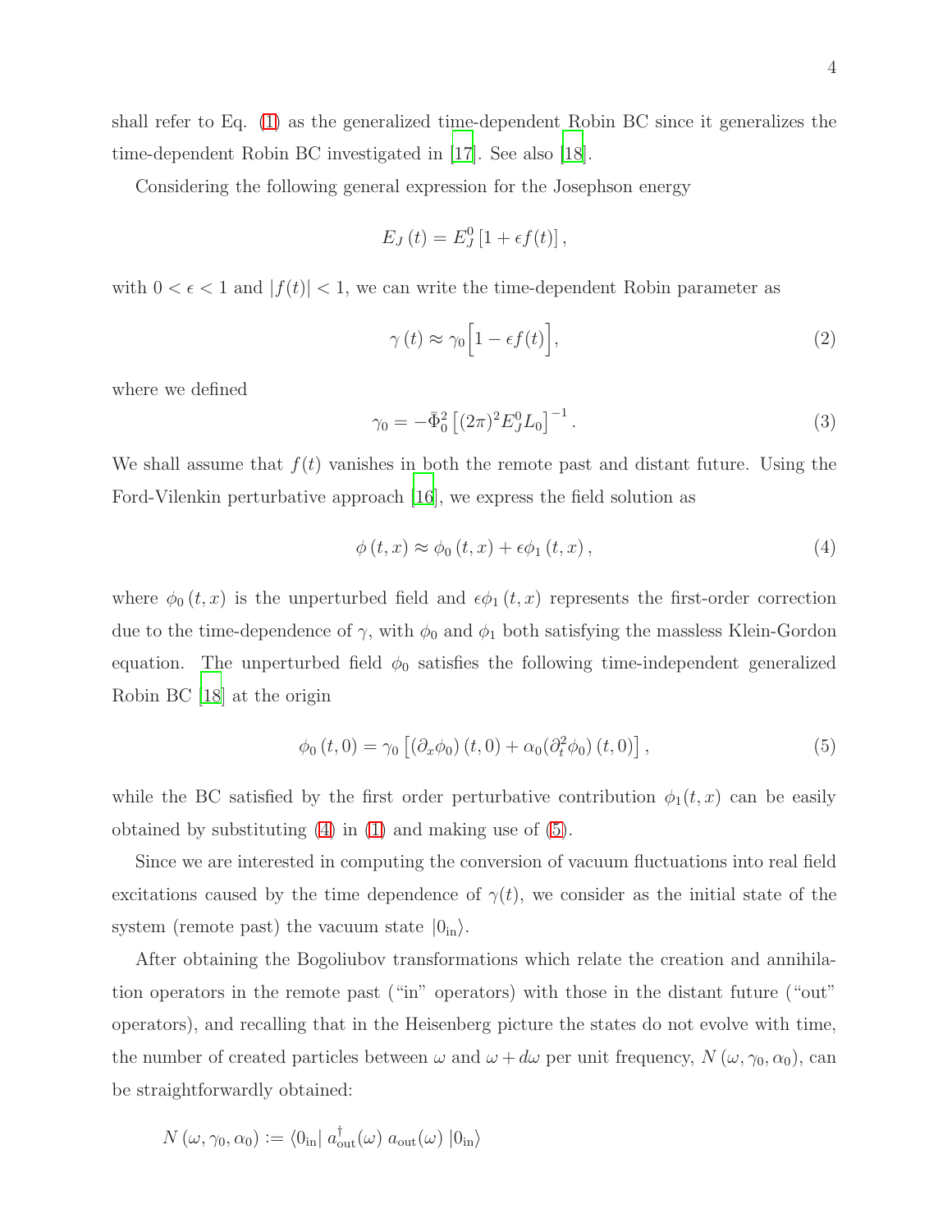shall refer to Eq. (1) as the generalized time-dependent Robin BC since it generalizes the time-dependent Robin BC investigated in [17]. See also [18].

Considering the following general expression for the Josephson energy

$$E_J(t) = E_J^0 \left[1 + \epsilon f(t)\right],$$

with $0 < \epsilon < 1$ and $|f(t)| < 1$, we can write the time-dependent Robin parameter as

$$\gamma(t) \approx \gamma_0 \Big[1 - \epsilon f(t)\Big], \tag{2}$$

where we defined

$$\gamma_0 = -\bar{\Phi}_0^2 \left[(2\pi)^2 E_J^0 L_0\right]^{-1}. \tag{3}$$

We shall assume that $f(t)$ vanishes in both the remote past and distant future. Using the Ford-Vilenkin perturbative approach [16], we express the field solution as

$$\phi(t,x) \approx \phi_0(t,x) + \epsilon \phi_1(t,x), \tag{4}$$

where $\phi_0(t,x)$ is the unperturbed field and $\epsilon\phi_1(t,x)$ represents the first-order correction due to the time-dependence of $\gamma$, with $\phi_0$ and $\phi_1$ both satisfying the massless Klein-Gordon equation. The unperturbed field $\phi_0$ satisfies the following time-independent generalized Robin BC [18] at the origin

$$\phi_0(t,0) = \gamma_0 \left[(\partial_x \phi_0)(t,0) + \alpha_0 (\partial_t^2 \phi_0)(t,0)\right], \tag{5}$$

while the BC satisfied by the first order perturbative contribution $\phi_1(t,x)$ can be easily obtained by substituting (4) in (1) and making use of (5).

Since we are interested in computing the conversion of vacuum fluctuations into real field excitations caused by the time dependence of $\gamma(t)$, we consider as the initial state of the system (remote past) the vacuum state $|0_{\text{in}}\rangle$.

After obtaining the Bogoliubov transformations which relate the creation and annihilation operators in the remote past ("in" operators) with those in the distant future ("out" operators), and recalling that in the Heisenberg picture the states do not evolve with time, the number of created particles between $\omega$ and $\omega + d\omega$ per unit frequency, $N(\omega, \gamma_0, \alpha_0)$, can be straightforwardly obtained:

$$N(\omega, \gamma_0, \alpha_0) := \langle 0_{\text{in}}|\, a_{\text{out}}^{\dagger}(\omega)\, a_{\text{out}}(\omega)\, |0_{\text{in}}\rangle$$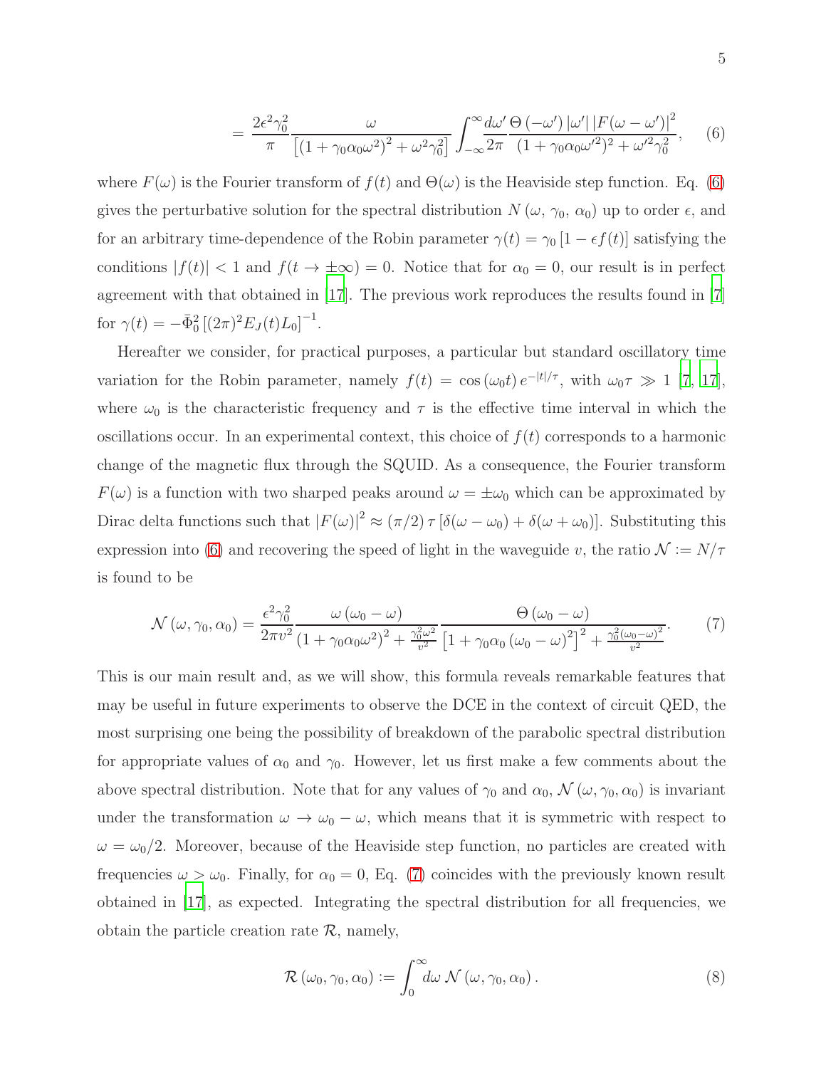$$= \frac{2\epsilon^2\gamma_0^2}{\pi}\frac{\omega}{\left[\left(1+\gamma_0\alpha_0\omega^2\right)^2+\omega^2\gamma_0^2\right]}\int_{-\infty}^{\infty}\frac{d\omega'}{2\pi}\frac{\Theta\left(-\omega'\right)\left|\omega'\right|\left|F(\omega-\omega')\right|^2}{(1+\gamma_0\alpha_0\omega'^2)^2+\omega'^2\gamma_0^2}, \qquad (6)$$

where $F(\omega)$ is the Fourier transform of $f(t)$ and $\Theta(\omega)$ is the Heaviside step function. Eq. (6) gives the perturbative solution for the spectral distribution $N\left(\omega,\, \gamma_0,\, \alpha_0\right)$ up to order $\epsilon$, and for an arbitrary time-dependence of the Robin parameter $\gamma(t) = \gamma_0\left[1 - \epsilon f(t)\right]$ satisfying the conditions $|f(t)| < 1$ and $f(t \to \pm\infty) = 0$. Notice that for $\alpha_0 = 0$, our result is in perfect agreement with that obtained in [17]. The previous work reproduces the results found in [7] for $\gamma(t) = -\bar{\Phi}_0^2\left[(2\pi)^2 E_J(t) L_0\right]^{-1}$.

Hereafter we consider, for practical purposes, a particular but standard oscillatory time variation for the Robin parameter, namely $f(t) = \cos\left(\omega_0 t\right) e^{-|t|/\tau}$, with $\omega_0\tau \gg 1$ [7, 17], where $\omega_0$ is the characteristic frequency and $\tau$ is the effective time interval in which the oscillations occur. In an experimental context, this choice of $f(t)$ corresponds to a harmonic change of the magnetic flux through the SQUID. As a consequence, the Fourier transform $F(\omega)$ is a function with two sharped peaks around $\omega = \pm\omega_0$ which can be approximated by Dirac delta functions such that $|F(\omega)|^2 \approx (\pi/2)\,\tau\left[\delta(\omega-\omega_0)+\delta(\omega+\omega_0)\right]$. Substituting this expression into (6) and recovering the speed of light in the waveguide $v$, the ratio $\mathcal{N} := N/\tau$ is found to be

$$\mathcal{N}\left(\omega,\gamma_0,\alpha_0\right) = \frac{\epsilon^2\gamma_0^2}{2\pi v^2}\frac{\omega\left(\omega_0-\omega\right)}{\left(1+\gamma_0\alpha_0\omega^2\right)^2+\frac{\gamma_0^2\omega^2}{v^2}}\frac{\Theta\left(\omega_0-\omega\right)}{\left[1+\gamma_0\alpha_0\left(\omega_0-\omega\right)^2\right]^2+\frac{\gamma_0^2\left(\omega_0-\omega\right)^2}{v^2}}. \qquad (7)$$

This is our main result and, as we will show, this formula reveals remarkable features that may be useful in future experiments to observe the DCE in the context of circuit QED, the most surprising one being the possibility of breakdown of the parabolic spectral distribution for appropriate values of $\alpha_0$ and $\gamma_0$. However, let us first make a few comments about the above spectral distribution. Note that for any values of $\gamma_0$ and $\alpha_0$, $\mathcal{N}\left(\omega,\gamma_0,\alpha_0\right)$ is invariant under the transformation $\omega \to \omega_0 - \omega$, which means that it is symmetric with respect to $\omega = \omega_0/2$. Moreover, because of the Heaviside step function, no particles are created with frequencies $\omega > \omega_0$. Finally, for $\alpha_0 = 0$, Eq. (7) coincides with the previously known result obtained in [17], as expected. Integrating the spectral distribution for all frequencies, we obtain the particle creation rate $\mathcal{R}$, namely,

$$\mathcal{R}\left(\omega_0,\gamma_0,\alpha_0\right) := \int_0^{\infty} d\omega\; \mathcal{N}\left(\omega,\gamma_0,\alpha_0\right). \qquad (8)$$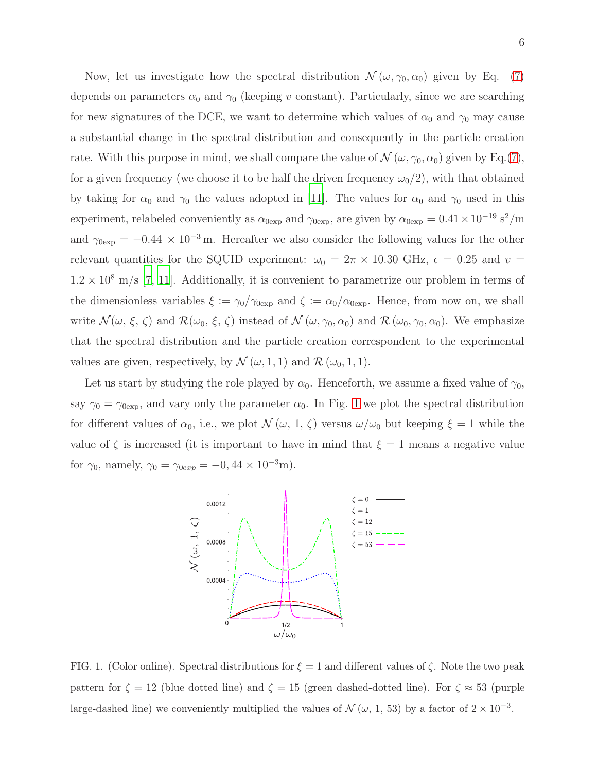Now, let us investigate how the spectral distribution $\mathcal{N}(\omega, \gamma_0, \alpha_0)$ given by Eq. (7) depends on parameters $\alpha_0$ and $\gamma_0$ (keeping $v$ constant). Particularly, since we are searching for new signatures of the DCE, we want to determine which values of $\alpha_0$ and $\gamma_0$ may cause a substantial change in the spectral distribution and consequently in the particle creation rate. With this purpose in mind, we shall compare the value of $\mathcal{N}(\omega, \gamma_0, \alpha_0)$ given by Eq.(7), for a given frequency (we choose it to be half the driven frequency $\omega_0/2$), with that obtained by taking for $\alpha_0$ and $\gamma_0$ the values adopted in [11]. The values for $\alpha_0$ and $\gamma_0$ used in this experiment, relabeled conveniently as $\alpha_{0\text{exp}}$ and $\gamma_{0\text{exp}}$, are given by $\alpha_{0\text{exp}} = 0.41 \times 10^{-19}$ s$^2$/m and $\gamma_{0\text{exp}} = -0.44 \times 10^{-3}$ m. Hereafter we also consider the following values for the other relevant quantities for the SQUID experiment: $\omega_0 = 2\pi \times 10.30$ GHz, $\epsilon = 0.25$ and $v = 1.2 \times 10^8$ m/s [7, 11]. Additionally, it is convenient to parametrize our problem in terms of the dimensionless variables $\xi := \gamma_0/\gamma_{0\text{exp}}$ and $\zeta := \alpha_0/\alpha_{0\text{exp}}$. Hence, from now on, we shall write $\mathcal{N}(\omega, \xi, \zeta)$ and $\mathcal{R}(\omega_0, \xi, \zeta)$ instead of $\mathcal{N}(\omega, \gamma_0, \alpha_0)$ and $\mathcal{R}(\omega_0, \gamma_0, \alpha_0)$. We emphasize that the spectral distribution and the particle creation correspondent to the experimental values are given, respectively, by $\mathcal{N}(\omega, 1, 1)$ and $\mathcal{R}(\omega_0, 1, 1)$.

Let us start by studying the role played by $\alpha_0$. Henceforth, we assume a fixed value of $\gamma_0$, say $\gamma_0 = \gamma_{0\text{exp}}$, and vary only the parameter $\alpha_0$. In Fig. 1 we plot the spectral distribution for different values of $\alpha_0$, i.e., we plot $\mathcal{N}(\omega, 1, \zeta)$ versus $\omega/\omega_0$ but keeping $\xi = 1$ while the value of $\zeta$ is increased (it is important to have in mind that $\xi = 1$ means a negative value for $\gamma_0$, namely, $\gamma_0 = \gamma_{0exp} = -0,44 \times 10^{-3}$m).

FIG. 1. (Color online). Spectral distributions for $\xi = 1$ and different values of $\zeta$. Note the two peak pattern for $\zeta = 12$ (blue dotted line) and $\zeta = 15$ (green dashed-dotted line). For $\zeta \approx 53$ (purple large-dashed line) we conveniently multiplied the values of $\mathcal{N}(\omega, 1, 53)$ by a factor of $2 \times 10^{-3}$.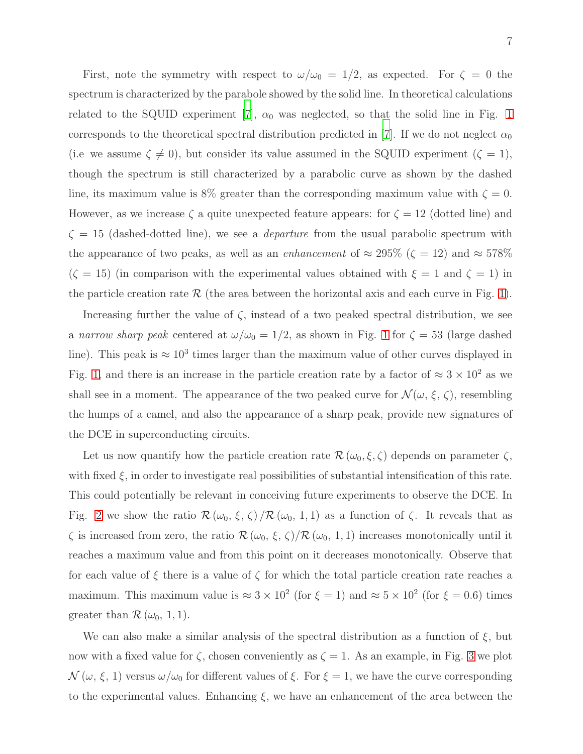First, note the symmetry with respect to $\omega/\omega_0 = 1/2$, as expected. For $\zeta = 0$ the spectrum is characterized by the parabole showed by the solid line. In theoretical calculations related to the SQUID experiment [7], $\alpha_0$ was neglected, so that the solid line in Fig. 1 corresponds to the theoretical spectral distribution predicted in [7]. If we do not neglect $\alpha_0$ (i.e we assume $\zeta \neq 0$), but consider its value assumed in the SQUID experiment ($\zeta = 1$), though the spectrum is still characterized by a parabolic curve as shown by the dashed line, its maximum value is 8% greater than the corresponding maximum value with $\zeta = 0$. However, as we increase $\zeta$ a quite unexpected feature appears: for $\zeta = 12$ (dotted line) and $\zeta = 15$ (dashed-dotted line), we see a *departure* from the usual parabolic spectrum with the appearance of two peaks, as well as an *enhancement* of $\approx 295\%$ ($\zeta = 12$) and $\approx 578\%$ ($\zeta = 15$) (in comparison with the experimental values obtained with $\xi = 1$ and $\zeta = 1$) in the particle creation rate $\mathcal{R}$ (the area between the horizontal axis and each curve in Fig. 1).

Increasing further the value of $\zeta$, instead of a two peaked spectral distribution, we see a *narrow sharp peak* centered at $\omega/\omega_0 = 1/2$, as shown in Fig. 1 for $\zeta = 53$ (large dashed line). This peak is $\approx 10^3$ times larger than the maximum value of other curves displayed in Fig. 1, and there is an increase in the particle creation rate by a factor of $\approx 3 \times 10^2$ as we shall see in a moment. The appearance of the two peaked curve for $\mathcal{N}(\omega, \xi, \zeta)$, resembling the humps of a camel, and also the appearance of a sharp peak, provide new signatures of the DCE in superconducting circuits.

Let us now quantify how the particle creation rate $\mathcal{R}(\omega_0, \xi, \zeta)$ depends on parameter $\zeta$, with fixed $\xi$, in order to investigate real possibilities of substantial intensification of this rate. This could potentially be relevant in conceiving future experiments to observe the DCE. In Fig. 2 we show the ratio $\mathcal{R}(\omega_0, \xi, \zeta)/\mathcal{R}(\omega_0, 1, 1)$ as a function of $\zeta$. It reveals that as $\zeta$ is increased from zero, the ratio $\mathcal{R}(\omega_0, \xi, \zeta)/\mathcal{R}(\omega_0, 1, 1)$ increases monotonically until it reaches a maximum value and from this point on it decreases monotonically. Observe that for each value of $\xi$ there is a value of $\zeta$ for which the total particle creation rate reaches a maximum. This maximum value is $\approx 3 \times 10^2$ (for $\xi = 1$) and $\approx 5 \times 10^2$ (for $\xi = 0.6$) times greater than $\mathcal{R}(\omega_0, 1, 1)$.

We can also make a similar analysis of the spectral distribution as a function of $\xi$, but now with a fixed value for $\zeta$, chosen conveniently as $\zeta = 1$. As an example, in Fig. 3 we plot $\mathcal{N}(\omega, \xi, 1)$ versus $\omega/\omega_0$ for different values of $\xi$. For $\xi = 1$, we have the curve corresponding to the experimental values. Enhancing $\xi$, we have an enhancement of the area between the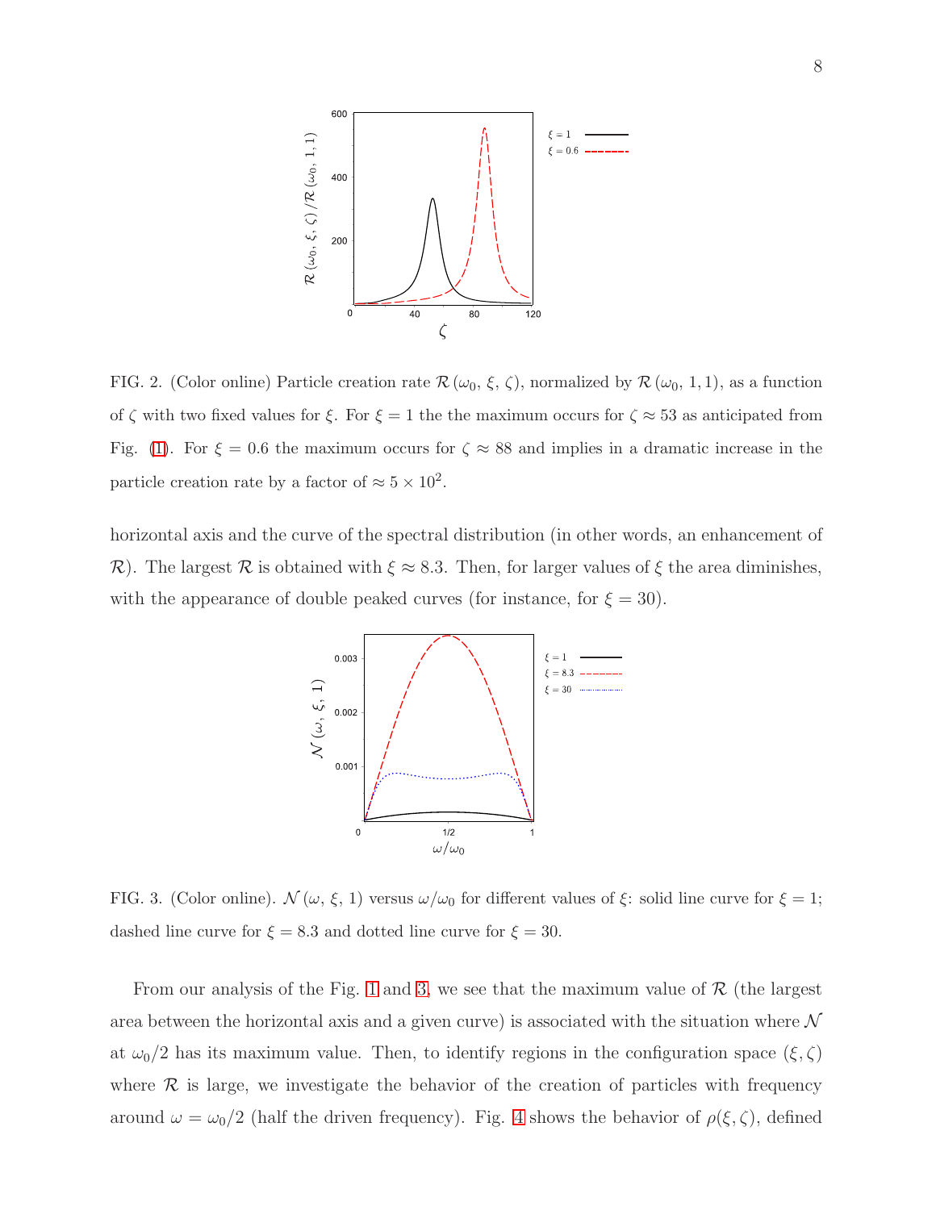FIG. 2. (Color online) Particle creation rate $\mathcal{R}(\omega_0, \xi, \zeta)$, normalized by $\mathcal{R}(\omega_0, 1, 1)$, as a function of $\zeta$ with two fixed values for $\xi$. For $\xi = 1$ the the maximum occurs for $\zeta \approx 53$ as anticipated from Fig. (1). For $\xi = 0.6$ the maximum occurs for $\zeta \approx 88$ and implies in a dramatic increase in the particle creation rate by a factor of $\approx 5 \times 10^2$.

horizontal axis and the curve of the spectral distribution (in other words, an enhancement of $\mathcal{R}$). The largest $\mathcal{R}$ is obtained with $\xi \approx 8.3$. Then, for larger values of $\xi$ the area diminishes, with the appearance of double peaked curves (for instance, for $\xi = 30$).

FIG. 3. (Color online). $\mathcal{N}(\omega, \xi, 1)$ versus $\omega/\omega_0$ for different values of $\xi$: solid line curve for $\xi = 1$; dashed line curve for $\xi = 8.3$ and dotted line curve for $\xi = 30$.

From our analysis of the Fig. 1 and 3, we see that the maximum value of $\mathcal{R}$ (the largest area between the horizontal axis and a given curve) is associated with the situation where $\mathcal{N}$ at $\omega_0/2$ has its maximum value. Then, to identify regions in the configuration space $(\xi, \zeta)$ where $\mathcal{R}$ is large, we investigate the behavior of the creation of particles with frequency around $\omega = \omega_0/2$ (half the driven frequency). Fig. 4 shows the behavior of $\rho(\xi, \zeta)$, defined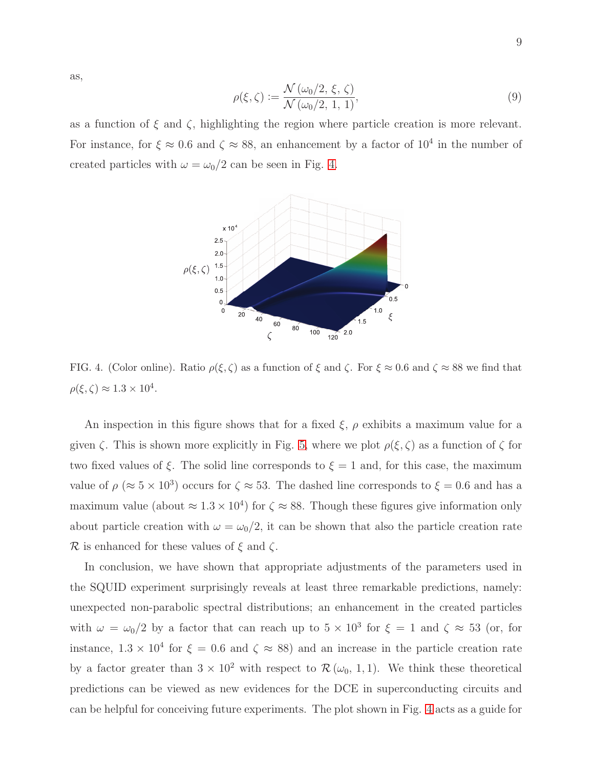as,

$$\rho(\xi, \zeta) := \frac{\mathcal{N}\left(\omega_0/2,\, \xi,\, \zeta\right)}{\mathcal{N}\left(\omega_0/2,\, 1,\, 1\right)}, \tag{9}$$

as a function of $\xi$ and $\zeta$, highlighting the region where particle creation is more relevant. For instance, for $\xi \approx 0.6$ and $\zeta \approx 88$, an enhancement by a factor of $10^4$ in the number of created particles with $\omega = \omega_0/2$ can be seen in Fig. 4.

FIG. 4. (Color online). Ratio $\rho(\xi, \zeta)$ as a function of $\xi$ and $\zeta$. For $\xi \approx 0.6$ and $\zeta \approx 88$ we find that $\rho(\xi, \zeta) \approx 1.3 \times 10^4$.

An inspection in this figure shows that for a fixed $\xi$, $\rho$ exhibits a maximum value for a given $\zeta$. This is shown more explicitly in Fig. 5, where we plot $\rho(\xi, \zeta)$ as a function of $\zeta$ for two fixed values of $\xi$. The solid line corresponds to $\xi = 1$ and, for this case, the maximum value of $\rho$ ($\approx 5 \times 10^3$) occurs for $\zeta \approx 53$. The dashed line corresponds to $\xi = 0.6$ and has a maximum value (about $\approx 1.3 \times 10^4$) for $\zeta \approx 88$. Though these figures give information only about particle creation with $\omega = \omega_0/2$, it can be shown that also the particle creation rate $\mathcal{R}$ is enhanced for these values of $\xi$ and $\zeta$.

In conclusion, we have shown that appropriate adjustments of the parameters used in the SQUID experiment surprisingly reveals at least three remarkable predictions, namely: unexpected non-parabolic spectral distributions; an enhancement in the created particles with $\omega = \omega_0/2$ by a factor that can reach up to $5 \times 10^3$ for $\xi = 1$ and $\zeta \approx 53$ (or, for instance, $1.3 \times 10^4$ for $\xi = 0.6$ and $\zeta \approx 88$) and an increase in the particle creation rate by a factor greater than $3 \times 10^2$ with respect to $\mathcal{R}\left(\omega_0,\, 1, 1\right)$. We think these theoretical predictions can be viewed as new evidences for the DCE in superconducting circuits and can be helpful for conceiving future experiments. The plot shown in Fig. 4 acts as a guide for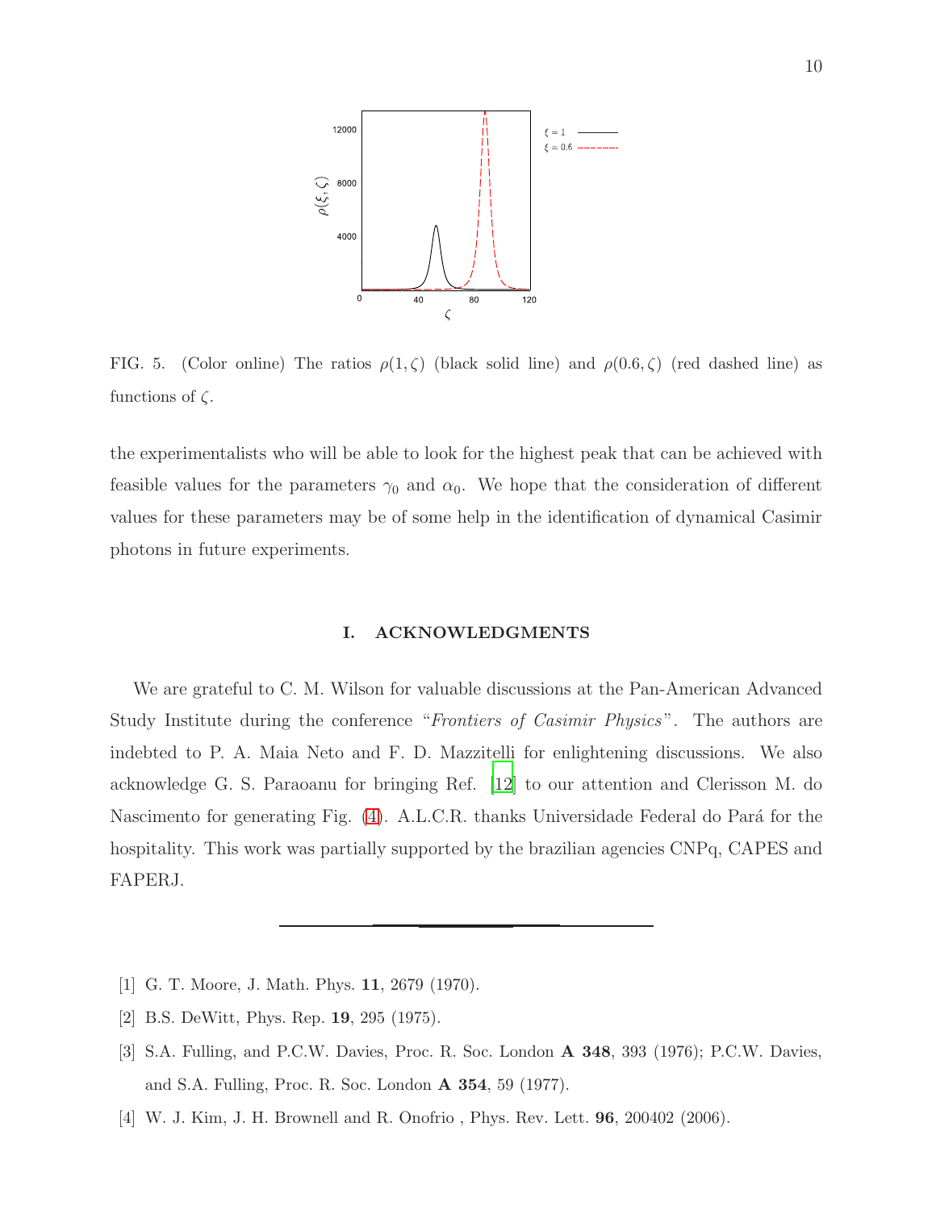FIG. 5. (Color online) The ratios $\rho(1, \zeta)$ (black solid line) and $\rho(0.6, \zeta)$ (red dashed line) as functions of $\zeta$.

the experimentalists who will be able to look for the highest peak that can be achieved with feasible values for the parameters $\gamma_0$ and $\alpha_0$. We hope that the consideration of different values for these parameters may be of some help in the identification of dynamical Casimir photons in future experiments.

## I. ACKNOWLEDGMENTS

We are grateful to C. M. Wilson for valuable discussions at the Pan-American Advanced Study Institute during the conference "*Frontiers of Casimir Physics*". The authors are indebted to P. A. Maia Neto and F. D. Mazzitelli for enlightening discussions. We also acknowledge G. S. Paraoanu for bringing Ref. [12] to our attention and Clerisson M. do Nascimento for generating Fig. (4). A.L.C.R. thanks Universidade Federal do Pará for the hospitality. This work was partially supported by the brazilian agencies CNPq, CAPES and FAPERJ.

---

[1] G. T. Moore, J. Math. Phys. **11**, 2679 (1970).

[2] B.S. DeWitt, Phys. Rep. **19**, 295 (1975).

[3] S.A. Fulling, and P.C.W. Davies, Proc. R. Soc. London **A 348**, 393 (1976); P.C.W. Davies, and S.A. Fulling, Proc. R. Soc. London **A 354**, 59 (1977).

[4] W. J. Kim, J. H. Brownell and R. Onofrio , Phys. Rev. Lett. **96**, 200402 (2006).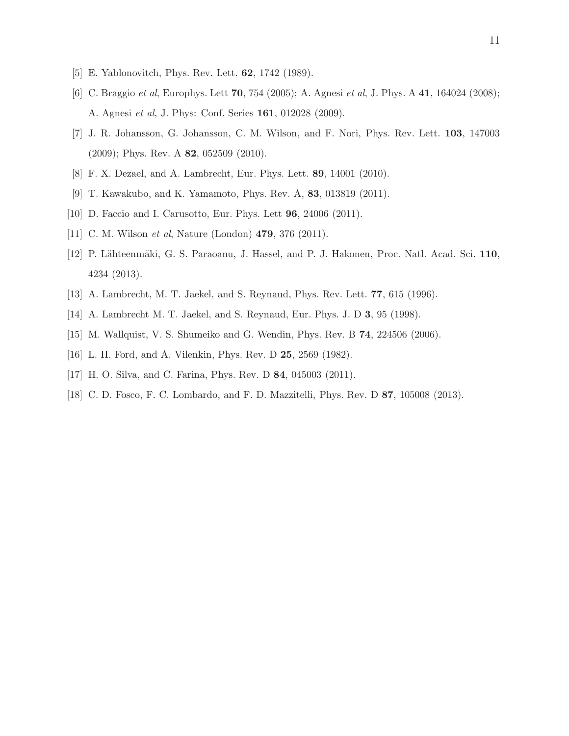[5] E. Yablonovitch, Phys. Rev. Lett. **62**, 1742 (1989).

[6] C. Braggio *et al*, Europhys. Lett **70**, 754 (2005); A. Agnesi *et al*, J. Phys. A **41**, 164024 (2008); A. Agnesi *et al*, J. Phys: Conf. Series **161**, 012028 (2009).

[7] J. R. Johansson, G. Johansson, C. M. Wilson, and F. Nori, Phys. Rev. Lett. **103**, 147003 (2009); Phys. Rev. A **82**, 052509 (2010).

[8] F. X. Dezael, and A. Lambrecht, Eur. Phys. Lett. **89**, 14001 (2010).

[9] T. Kawakubo, and K. Yamamoto, Phys. Rev. A, **83**, 013819 (2011).

[10] D. Faccio and I. Carusotto, Eur. Phys. Lett **96**, 24006 (2011).

[11] C. M. Wilson *et al*, Nature (London) **479**, 376 (2011).

[12] P. Lähteenmäki, G. S. Paraoanu, J. Hassel, and P. J. Hakonen, Proc. Natl. Acad. Sci. **110**, 4234 (2013).

[13] A. Lambrecht, M. T. Jaekel, and S. Reynaud, Phys. Rev. Lett. **77**, 615 (1996).

[14] A. Lambrecht M. T. Jaekel, and S. Reynaud, Eur. Phys. J. D **3**, 95 (1998).

[15] M. Wallquist, V. S. Shumeiko and G. Wendin, Phys. Rev. B **74**, 224506 (2006).

[16] L. H. Ford, and A. Vilenkin, Phys. Rev. D **25**, 2569 (1982).

[17] H. O. Silva, and C. Farina, Phys. Rev. D **84**, 045003 (2011).

[18] C. D. Fosco, F. C. Lombardo, and F. D. Mazzitelli, Phys. Rev. D **87**, 105008 (2013).